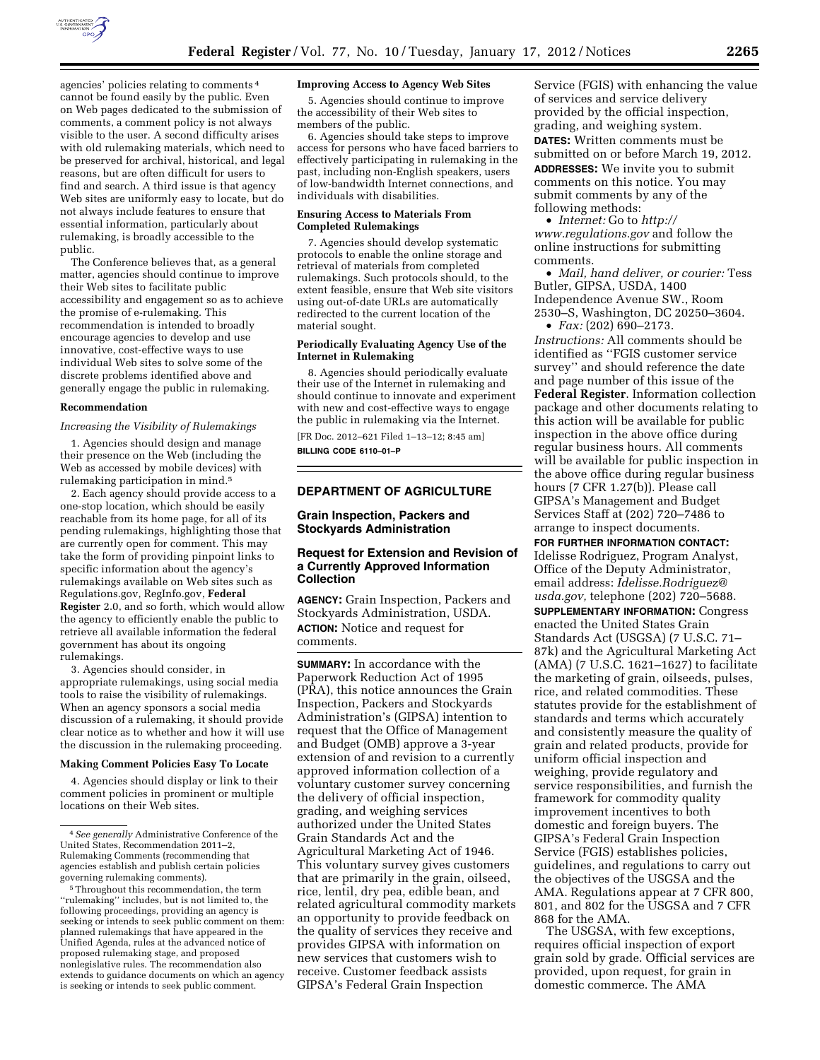agencies' policies relating to comments [4] cannot be found easily by the public. Even on Web pages dedicated to the submission of comments, a comment policy is not always visible to the user. A second difficulty arises with old rulemaking materials, which need to be preserved for archival, historical, and legal reasons, but are often difficult for users to find and search. A third issue is that agency Web sites are uniformly easy to locate, but do not always include features to ensure that essential information, particularly about rulemaking, is broadly accessible to the public.

The Conference believes that, as a general matter, agencies should continue to improve their Web sites to facilitate public accessibility and engagement so as to achieve the promise of e-rulemaking. This recommendation is intended to broadly encourage agencies to develop and use innovative, cost-effective ways to use individual Web sites to solve some of the discrete problems identified above and generally engage the public in rulemaking.

**Recommendation**

*Increasing the Visibility of Rulemakings*

1. Agencies should design and manage their presence on the Web (including the Web as accessed by mobile devices) with rulemaking participation in mind.[5]

2. Each agency should provide access to a one-stop location, which should be easily reachable from its home page, for all of its pending rulemakings, highlighting those that are currently open for comment. This may take the form of providing pinpoint links to specific information about the agency's rulemakings available on Web sites such as Regulations.gov, RegInfo.gov, **Federal Register** 2.0, and so forth, which would allow the agency to efficiently enable the public to retrieve all available information the federal government has about its ongoing rulemakings.

3. Agencies should consider, in appropriate rulemakings, using social media tools to raise the visibility of rulemakings. When an agency sponsors a social media discussion of a rulemaking, it should provide clear notice as to whether and how it will use the discussion in the rulemaking proceeding.

**Making Comment Policies Easy To Locate**

4. Agencies should display or link to their comment policies in prominent or multiple locations on their Web sites.

**Improving Access to Agency Web Sites**

5. Agencies should continue to improve the accessibility of their Web sites to members of the public.

6. Agencies should take steps to improve access for persons who have faced barriers to effectively participating in rulemaking in the past, including non-English speakers, users of low-bandwidth Internet connections, and individuals with disabilities.

**Ensuring Access to Materials From Completed Rulemakings**

7. Agencies should develop systematic protocols to enable the online storage and retrieval of materials from completed rulemakings. Such protocols should, to the extent feasible, ensure that Web site visitors using out-of-date URLs are automatically redirected to the current location of the material sought.

**Periodically Evaluating Agency Use of the Internet in Rulemaking**

8. Agencies should periodically evaluate their use of the Internet in rulemaking and should continue to innovate and experiment with new and cost-effective ways to engage the public in rulemaking via the Internet.

[FR Doc. 2012–621 Filed 1–13–12; 8:45 am]

**BILLING CODE 6110–01–P**

---

[4] *See generally* Administrative Conference of the United States, Recommendation 2011–2, Rulemaking Comments (recommending that agencies establish and publish certain policies governing rulemaking comments).

[5] Throughout this recommendation, the term ''rulemaking'' includes, but is not limited to, the following proceedings, providing an agency is seeking or intends to seek public comment on them: planned rulemakings that have appeared in the Unified Agenda, rules at the advanced notice of proposed rulemaking stage, and proposed nonlegislative rules. The recommendation also extends to guidance documents on which an agency is seeking or intends to seek public comment.

---

## DEPARTMENT OF AGRICULTURE

### Grain Inspection, Packers and Stockyards Administration

### Request for Extension and Revision of a Currently Approved Information Collection

**AGENCY:** Grain Inspection, Packers and Stockyards Administration, USDA.

**ACTION:** Notice and request for comments.

**SUMMARY:** In accordance with the Paperwork Reduction Act of 1995 (PRA), this notice announces the Grain Inspection, Packers and Stockyards Administration's (GIPSA) intention to request that the Office of Management and Budget (OMB) approve a 3-year extension of and revision to a currently approved information collection of a voluntary customer survey concerning the delivery of official inspection, grading, and weighing services authorized under the United States Grain Standards Act and the Agricultural Marketing Act of 1946. This voluntary survey gives customers that are primarily in the grain, oilseed, rice, lentil, dry pea, edible bean, and related agricultural commodity markets an opportunity to provide feedback on the quality of services they receive and provides GIPSA with information on new services that customers wish to receive. Customer feedback assists GIPSA's Federal Grain Inspection Service (FGIS) with enhancing the value of services and service delivery provided by the official inspection, grading, and weighing system.

**DATES:** Written comments must be submitted on or before March 19, 2012.

**ADDRESSES:** We invite you to submit comments on this notice. You may submit comments by any of the following methods:

- *Internet:* Go to *http://www.regulations.gov* and follow the online instructions for submitting comments.
- *Mail, hand deliver, or courier:* Tess Butler, GIPSA, USDA, 1400 Independence Avenue SW., Room 2530–S, Washington, DC 20250–3604.
- *Fax:* (202) 690–2173.

*Instructions:* All comments should be identified as ''FGIS customer service survey'' and should reference the date and page number of this issue of the **Federal Register**. Information collection package and other documents relating to this action will be available for public inspection in the above office during regular business hours. All comments will be available for public inspection in the above office during regular business hours (7 CFR 1.27(b)). Please call GIPSA's Management and Budget Services Staff at (202) 720–7486 to arrange to inspect documents.

**FOR FURTHER INFORMATION CONTACT:** Idelisse Rodriguez, Program Analyst, Office of the Deputy Administrator, email address: *Idelisse.Rodriguez@usda.gov,* telephone (202) 720–5688.

**SUPPLEMENTARY INFORMATION:** Congress enacted the United States Grain Standards Act (USGSA) (7 U.S.C. 71–87k) and the Agricultural Marketing Act (AMA) (7 U.S.C. 1621–1627) to facilitate the marketing of grain, oilseeds, pulses, rice, and related commodities. These statutes provide for the establishment of standards and terms which accurately and consistently measure the quality of grain and related products, provide for uniform official inspection and weighing, provide regulatory and service responsibilities, and furnish the framework for commodity quality improvement incentives to both domestic and foreign buyers. The GIPSA's Federal Grain Inspection Service (FGIS) establishes policies, guidelines, and regulations to carry out the objectives of the USGSA and the AMA. Regulations appear at 7 CFR 800, 801, and 802 for the USGSA and 7 CFR 868 for the AMA.

The USGSA, with few exceptions, requires official inspection of export grain sold by grade. Official services are provided, upon request, for grain in domestic commerce. The AMA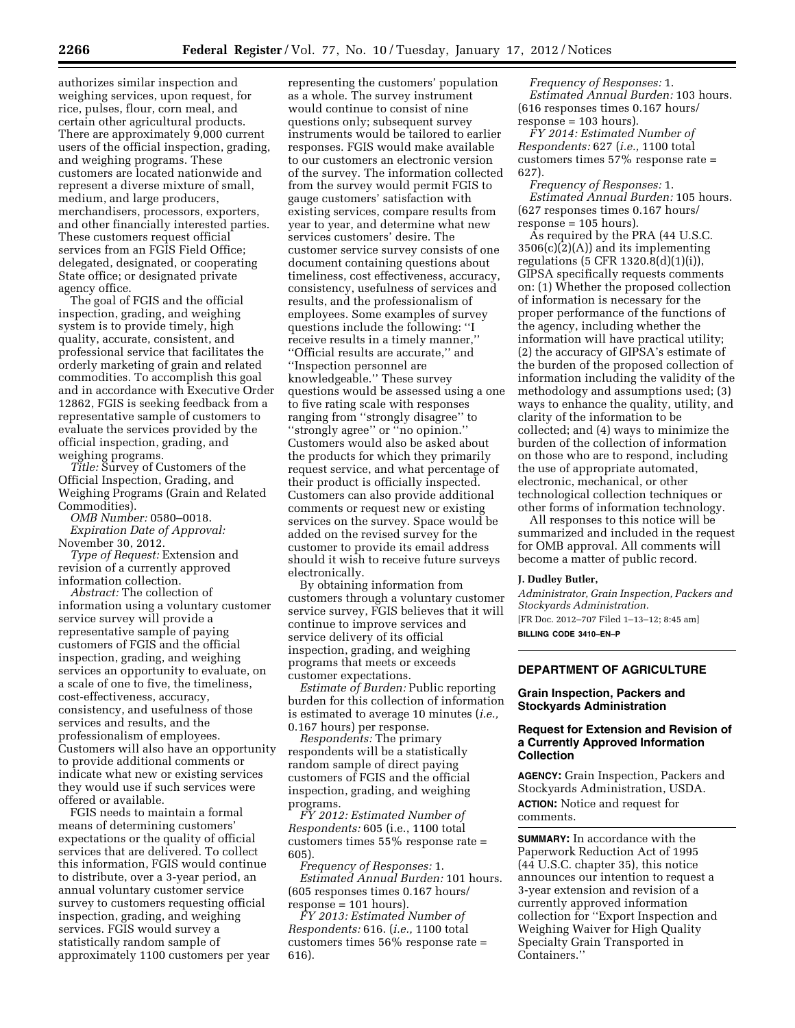authorizes similar inspection and weighing services, upon request, for rice, pulses, flour, corn meal, and certain other agricultural products. There are approximately 9,000 current users of the official inspection, grading, and weighing programs. These customers are located nationwide and represent a diverse mixture of small, medium, and large producers, merchandisers, processors, exporters, and other financially interested parties. These customers request official services from an FGIS Field Office; delegated, designated, or cooperating State office; or designated private agency office.

The goal of FGIS and the official inspection, grading, and weighing system is to provide timely, high quality, accurate, consistent, and professional service that facilitates the orderly marketing of grain and related commodities. To accomplish this goal and in accordance with Executive Order 12862, FGIS is seeking feedback from a representative sample of customers to evaluate the services provided by the official inspection, grading, and weighing programs.

*Title:* Survey of Customers of the Official Inspection, Grading, and Weighing Programs (Grain and Related Commodities).

*OMB Number:* 0580–0018.

*Expiration Date of Approval:* November 30, 2012.

*Type of Request:* Extension and revision of a currently approved information collection.

*Abstract:* The collection of information using a voluntary customer service survey will provide a representative sample of paying customers of FGIS and the official inspection, grading, and weighing services an opportunity to evaluate, on a scale of one to five, the timeliness, cost-effectiveness, accuracy, consistency, and usefulness of those services and results, and the professionalism of employees. Customers will also have an opportunity to provide additional comments or indicate what new or existing services they would use if such services were offered or available.

FGIS needs to maintain a formal means of determining customers' expectations or the quality of official services that are delivered. To collect this information, FGIS would continue to distribute, over a 3-year period, an annual voluntary customer service survey to customers requesting official inspection, grading, and weighing services. FGIS would survey a statistically random sample of approximately 1100 customers per year representing the customers' population as a whole. The survey instrument would continue to consist of nine questions only; subsequent survey instruments would be tailored to earlier responses. FGIS would make available to our customers an electronic version of the survey. The information collected from the survey would permit FGIS to gauge customers' satisfaction with existing services, compare results from year to year, and determine what new services customers' desire. The customer service survey consists of one document containing questions about timeliness, cost effectiveness, accuracy, consistency, usefulness of services and results, and the professionalism of employees. Some examples of survey questions include the following: ''I receive results in a timely manner,'' ''Official results are accurate,'' and ''Inspection personnel are knowledgeable.'' These survey questions would be assessed using a one to five rating scale with responses ranging from ''strongly disagree'' to ''strongly agree'' or ''no opinion.'' Customers would also be asked about the products for which they primarily request service, and what percentage of their product is officially inspected. Customers can also provide additional comments or request new or existing services on the survey. Space would be added on the revised survey for the customer to provide its email address should it wish to receive future surveys electronically.

By obtaining information from customers through a voluntary customer service survey, FGIS believes that it will continue to improve services and service delivery of its official inspection, grading, and weighing programs that meets or exceeds customer expectations.

*Estimate of Burden:* Public reporting burden for this collection of information is estimated to average 10 minutes (*i.e.,* 0.167 hours) per response.

*Respondents:* The primary respondents will be a statistically random sample of direct paying customers of FGIS and the official inspection, grading, and weighing programs.

*FY 2012: Estimated Number of Respondents:* 605 (i.e., 1100 total customers times 55% response rate = 605).

*Frequency of Responses:* 1.

*Estimated Annual Burden:* 101 hours. (605 responses times 0.167 hours/response = 101 hours).

*FY 2013: Estimated Number of Respondents:* 616. (*i.e.,* 1100 total customers times 56% response rate = 616).

*Frequency of Responses:* 1.

*Estimated Annual Burden:* 103 hours. (616 responses times 0.167 hours/response = 103 hours).

*FY 2014: Estimated Number of Respondents:* 627 (*i.e.,* 1100 total customers times 57% response rate = 627).

*Frequency of Responses:* 1.

*Estimated Annual Burden:* 105 hours. (627 responses times 0.167 hours/response = 105 hours).

As required by the PRA (44 U.S.C. 3506(c)(2)(A)) and its implementing regulations (5 CFR 1320.8(d)(1)(i)), GIPSA specifically requests comments on: (1) Whether the proposed collection of information is necessary for the proper performance of the functions of the agency, including whether the information will have practical utility; (2) the accuracy of GIPSA's estimate of the burden of the proposed collection of information including the validity of the methodology and assumptions used; (3) ways to enhance the quality, utility, and clarity of the information to be collected; and (4) ways to minimize the burden of the collection of information on those who are to respond, including the use of appropriate automated, electronic, mechanical, or other technological collection techniques or other forms of information technology.

All responses to this notice will be summarized and included in the request for OMB approval. All comments will become a matter of public record.

**J. Dudley Butler,**

*Administrator, Grain Inspection, Packers and Stockyards Administration.*

[FR Doc. 2012–707 Filed 1–13–12; 8:45 am]

**BILLING CODE 3410–EN–P**

---

## DEPARTMENT OF AGRICULTURE

### Grain Inspection, Packers and Stockyards Administration

### Request for Extension and Revision of a Currently Approved Information Collection

**AGENCY:** Grain Inspection, Packers and Stockyards Administration, USDA.

**ACTION:** Notice and request for comments.

**SUMMARY:** In accordance with the Paperwork Reduction Act of 1995 (44 U.S.C. chapter 35), this notice announces our intention to request a 3-year extension and revision of a currently approved information collection for ''Export Inspection and Weighing Waiver for High Quality Specialty Grain Transported in Containers.''